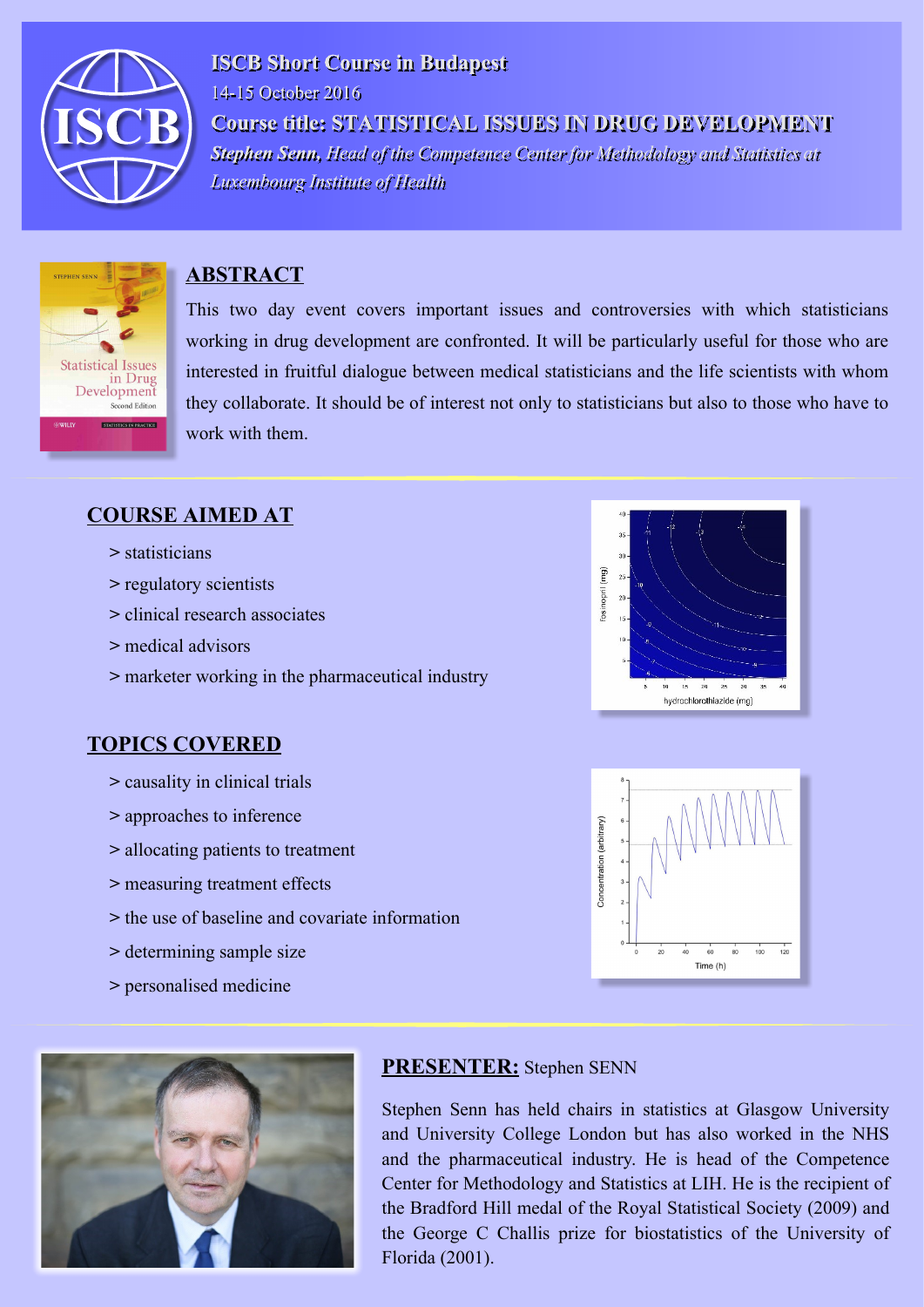# ISCB Short Course in Budapest

14-15 October 2016

**Course title: STATISTICAL ISSUES IN DRUG DEVELOPMENT**

***Stephen Senn****, Head of the Competence Center for Methodology and Statistics at Luxembourg Institute of Health*

## ABSTRACT

This two day event covers important issues and controversies with which statisticians working in drug development are confronted. It will be particularly useful for those who are interested in fruitful dialogue between medical statisticians and the life scientists with whom they collaborate. It should be of interest not only to statisticians but also to those who have to work with them.

## COURSE AIMED AT

> statisticians

> regulatory scientists

> clinical research associates

> medical advisors

> marketer working in the pharmaceutical industry

## TOPICS COVERED

> causality in clinical trials

> approaches to inference

> allocating patients to treatment

> measuring treatment effects

> the use of baseline and covariate information

> determining sample size

> personalised medicine

## PRESENTER: Stephen SENN

Stephen Senn has held chairs in statistics at Glasgow University and University College London but has also worked in the NHS and the pharmaceutical industry. He is head of the Competence Center for Methodology and Statistics at LIH. He is the recipient of the Bradford Hill medal of the Royal Statistical Society (2009) and the George C Challis prize for biostatistics of the University of Florida (2001).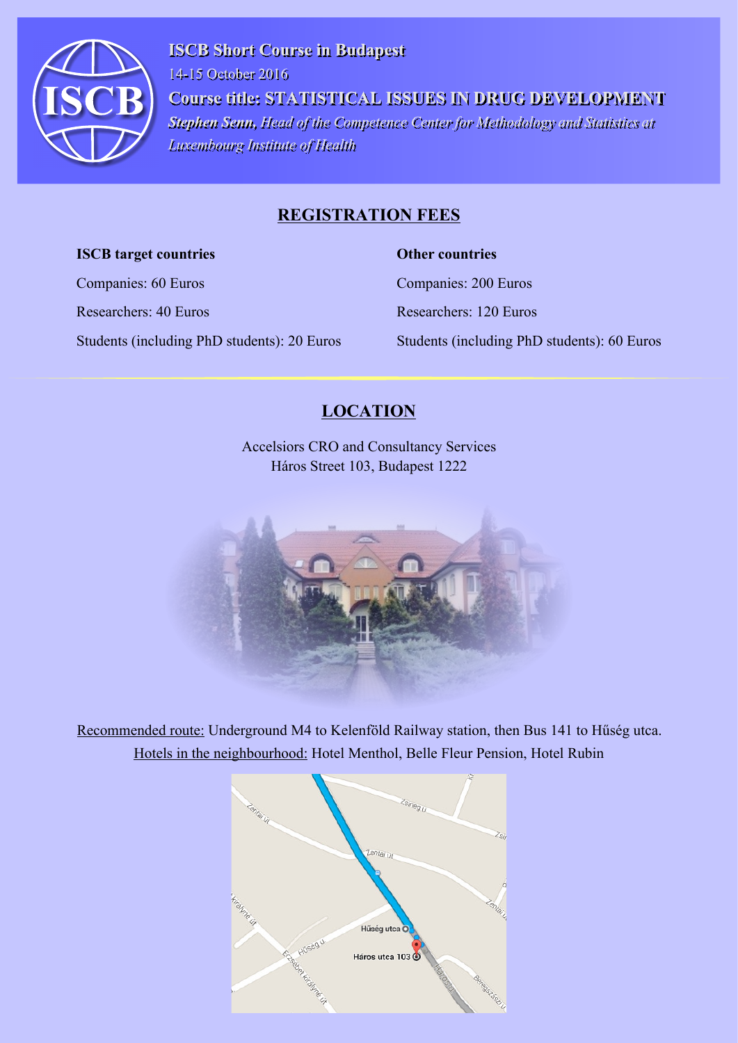**ISCB Short Course in Budapest**

14-15 October 2016

**Course title: STATISTICAL ISSUES IN DRUG DEVELOPMENT**

***Stephen Senn,*** *Head of the Competence Center for Methodology and Statistics at Luxembourg Institute of Health*

## REGISTRATION FEES

| ISCB target countries | Other countries |
|---|---|
| Companies: 60 Euros | Companies: 200 Euros |
| Researchers: 40 Euros | Researchers: 120 Euros |
| Students (including PhD students): 20 Euros | Students (including PhD students): 60 Euros |

## LOCATION

Accelsiors CRO and Consultancy Services
Háros Street 103, Budapest 1222

Recommended route: Underground M4 to Kelenföld Railway station, then Bus 141 to Hűség utca.

Hotels in the neighbourhood: Hotel Menthol, Belle Fleur Pension, Hotel Rubin

Zsinej u.
Zentai út
Zentai út
Zsi
Zentai u.
Királyné út
Hűség u.
Hűség utca
Háros utca 103
Erzsébet királyné út
Háros u.
Bereqszászi u.